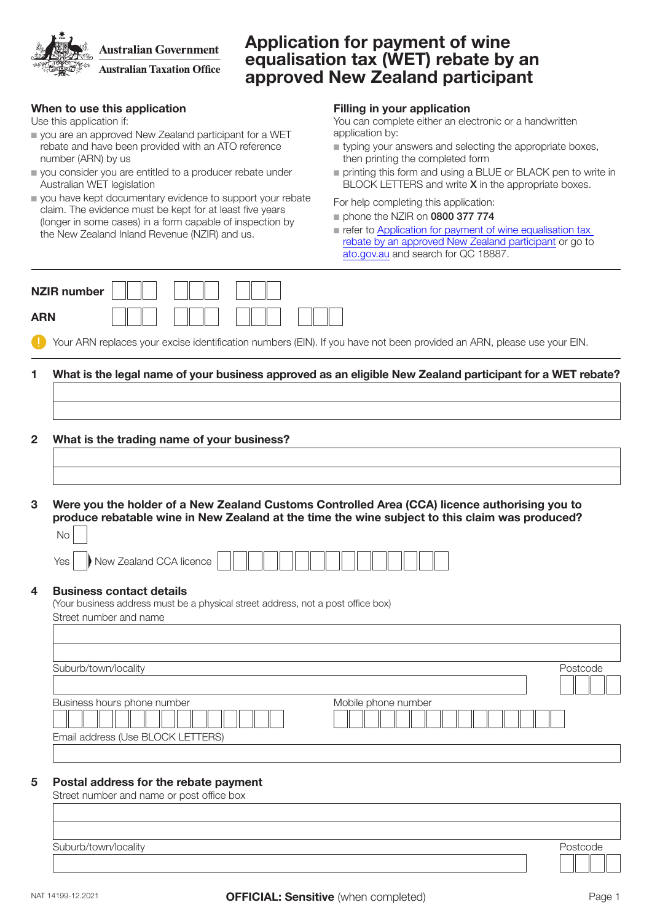Australian Government
Australian Taxation Office

# Application for payment of wine equalisation tax (WET) rebate by an approved New Zealand participant

## When to use this application

Use this application if:

- you are an approved New Zealand participant for a WET rebate and have been provided with an ATO reference number (ARN) by us
- you consider you are entitled to a producer rebate under Australian WET legislation
- you have kept documentary evidence to support your rebate claim. The evidence must be kept for at least five years (longer in some cases) in a form capable of inspection by the New Zealand Inland Revenue (NZIR) and us.

## Filling in your application

You can complete either an electronic or a handwritten application by:

- typing your answers and selecting the appropriate boxes, then printing the completed form
- printing this form and using a BLUE or BLACK pen to write in BLOCK LETTERS and write **X** in the appropriate boxes.

For help completing this application:

- phone the NZIR on **0800 377 774**
- refer to Application for payment of wine equalisation tax rebate by an approved New Zealand participant or go to ato.gov.au and search for QC 18887.

**NZIR number** 

**ARN** 

Your ARN replaces your excise identification numbers (EIN). If you have not been provided an ARN, please use your EIN.

**1 What is the legal name of your business approved as an eligible New Zealand participant for a WET rebate?**

**2 What is the trading name of your business?**

**3 Were you the holder of a New Zealand Customs Controlled Area (CCA) licence authorising you to produce rebatable wine in New Zealand at the time the wine subject to this claim was produced?**

No 

Yes  New Zealand CCA licence 

**4 Business contact details**

(Your business address must be a physical street address, not a post office box)

Street number and name

Suburb/town/locality

Postcode

Business hours phone number

Mobile phone number

Email address (Use BLOCK LETTERS)

**5 Postal address for the rebate payment**

Street number and name or post office box

Suburb/town/locality

Postcode

NAT 14199-12.2021

**OFFICIAL: Sensitive** (when completed)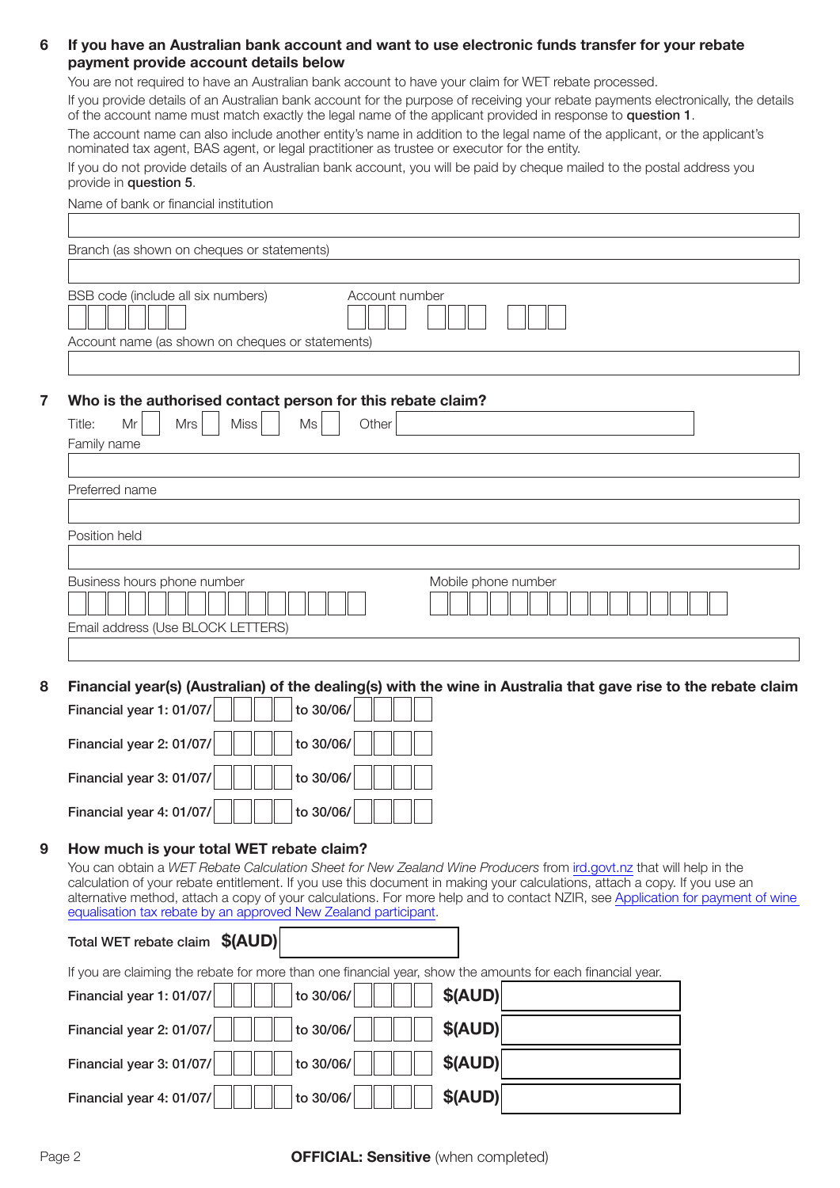## 6 If you have an Australian bank account and want to use electronic funds transfer for your rebate payment provide account details below

You are not required to have an Australian bank account to have your claim for WET rebate processed.

If you provide details of an Australian bank account for the purpose of receiving your rebate payments electronically, the details of the account name must match exactly the legal name of the applicant provided in response to **question 1**.

The account name can also include another entity's name in addition to the legal name of the applicant, or the applicant's nominated tax agent, BAS agent, or legal practitioner as trustee or executor for the entity.

If you do not provide details of an Australian bank account, you will be paid by cheque mailed to the postal address you provide in **question 5**.

Name of bank or financial institution

Branch (as shown on cheques or statements)

BSB code (include all six numbers)

Account number

Account name (as shown on cheques or statements)

## 7 Who is the authorised contact person for this rebate claim?

Title: Mr Mrs Miss Ms Other

Family name

Preferred name

Position held

Business hours phone number

Mobile phone number

Email address (Use BLOCK LETTERS)

## 8 Financial year(s) (Australian) of the dealing(s) with the wine in Australia that gave rise to the rebate claim

**Financial year 1: 01/07/** **to 30/06/**

**Financial year 2: 01/07/** **to 30/06/**

**Financial year 3: 01/07/** **to 30/06/**

**Financial year 4: 01/07/** **to 30/06/**

## 9 How much is your total WET rebate claim?

You can obtain a *WET Rebate Calculation Sheet for New Zealand Wine Producers* from ird.govt.nz that will help in the calculation of your rebate entitlement. If you use this document in making your calculations, attach a copy. If you use an alternative method, attach a copy of your calculations. For more help and to contact NZIR, see Application for payment of wine equalisation tax rebate by an approved New Zealand participant.

**Total WET rebate claim** **$(AUD)**

If you are claiming the rebate for more than one financial year, show the amounts for each financial year.

**Financial year 1: 01/07/** **to 30/06/** **$(AUD)**

**Financial year 2: 01/07/** **to 30/06/** **$(AUD)**

**Financial year 3: 01/07/** **to 30/06/** **$(AUD)**

**Financial year 4: 01/07/** **to 30/06/** **$(AUD)**

**OFFICIAL: Sensitive** (when completed)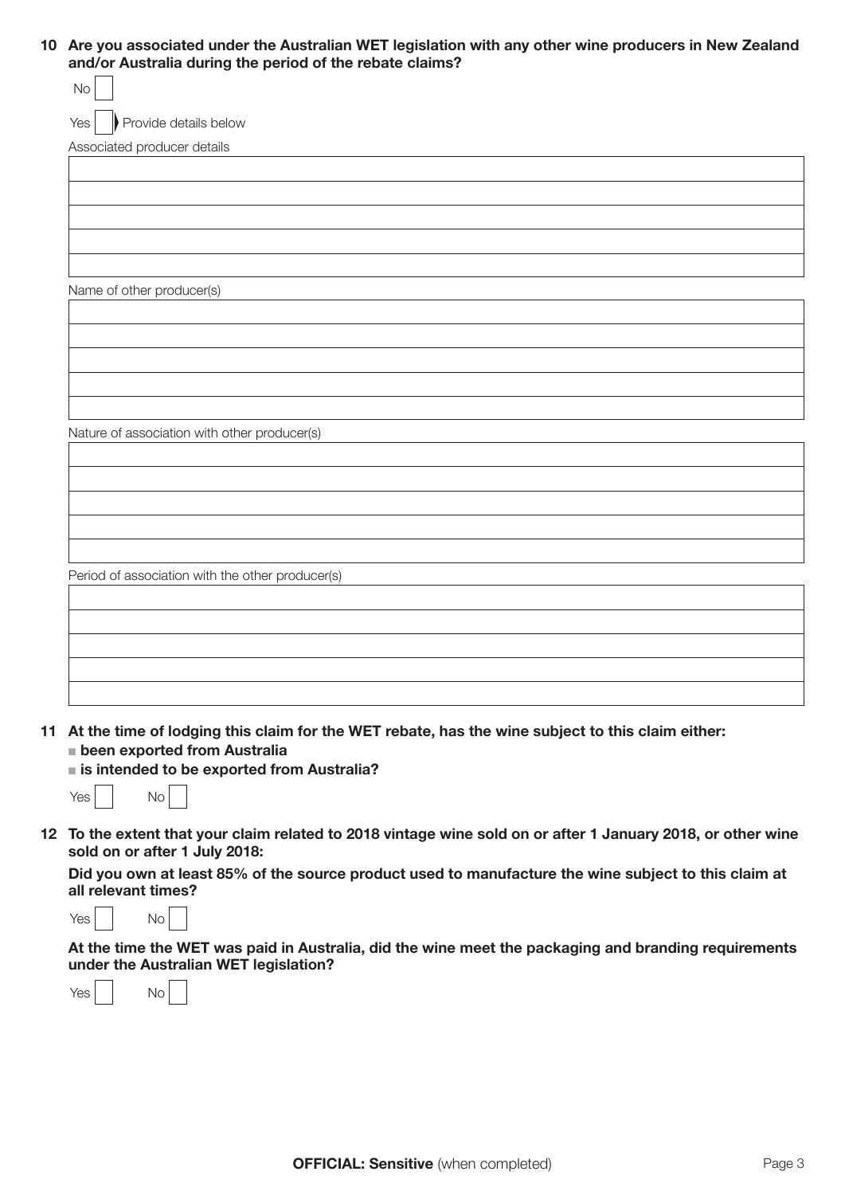**10 Are you associated under the Australian WET legislation with any other wine producers in New Zealand and/or Australia during the period of the rebate claims?**

No

Yes ▶ Provide details below

Associated producer details

| |
|---|
| |
| |
| |
| |
| |

Name of other producer(s)

| |
|---|
| |
| |
| |
| |
| |

Nature of association with other producer(s)

| |
|---|
| |
| |
| |
| |
| |

Period of association with the other producer(s)

| |
|---|
| |
| |
| |
| |
| |

**11 At the time of lodging this claim for the WET rebate, has the wine subject to this claim either:**

- **been exported from Australia**
- **is intended to be exported from Australia?**

Yes No

**12 To the extent that your claim related to 2018 vintage wine sold on or after 1 January 2018, or other wine sold on or after 1 July 2018:**

**Did you own at least 85% of the source product used to manufacture the wine subject to this claim at all relevant times?**

Yes No

**At the time the WET was paid in Australia, did the wine meet the packaging and branding requirements under the Australian WET legislation?**

Yes No

**OFFICIAL: Sensitive** (when completed)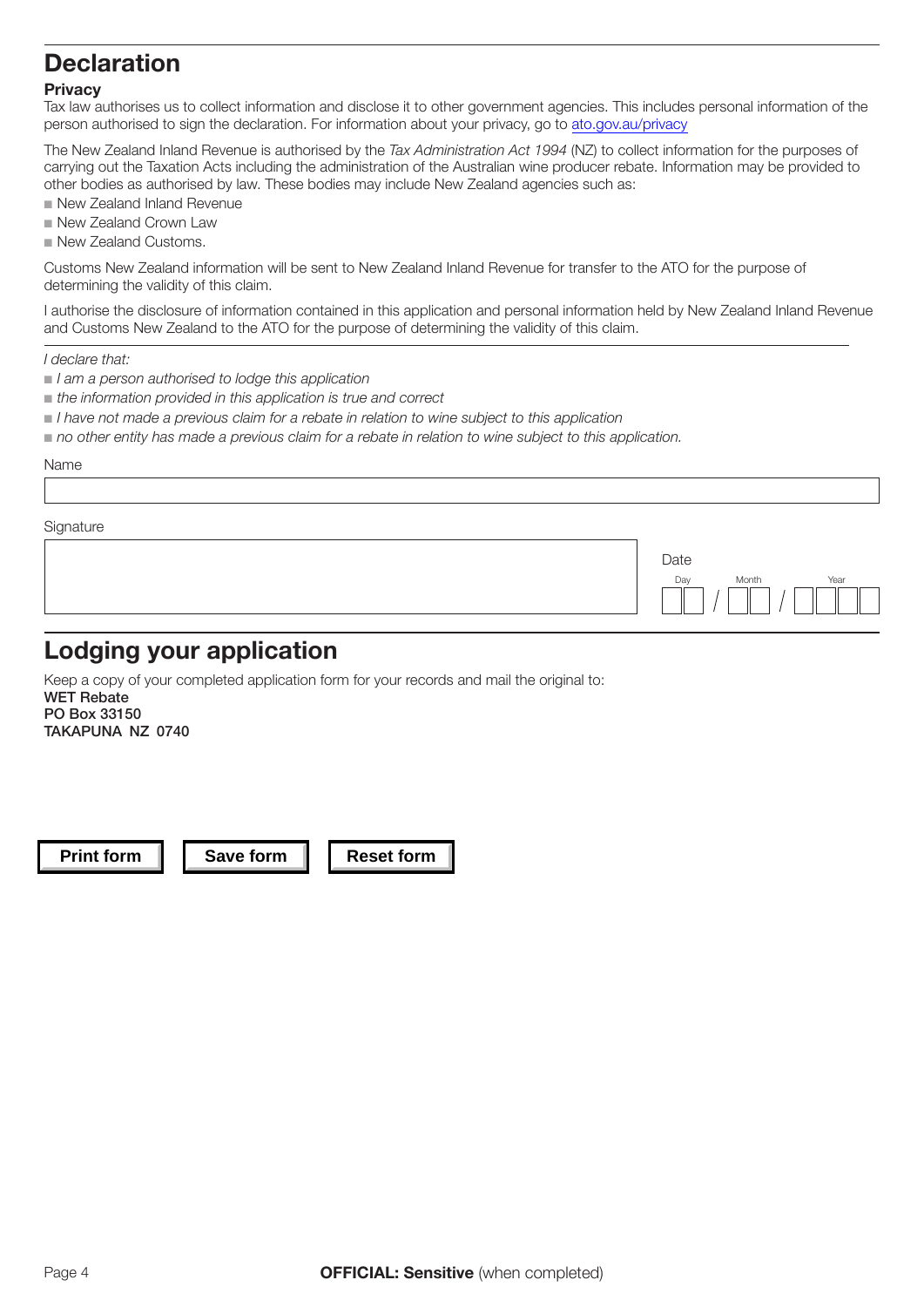## Declaration

**Privacy**

Tax law authorises us to collect information and disclose it to other government agencies. This includes personal information of the person authorised to sign the declaration. For information about your privacy, go to ato.gov.au/privacy

The New Zealand Inland Revenue is authorised by the *Tax Administration Act 1994* (NZ) to collect information for the purposes of carrying out the Taxation Acts including the administration of the Australian wine producer rebate. Information may be provided to other bodies as authorised by law. These bodies may include New Zealand agencies such as:

- New Zealand Inland Revenue
- New Zealand Crown Law
- New Zealand Customs.

Customs New Zealand information will be sent to New Zealand Inland Revenue for transfer to the ATO for the purpose of determining the validity of this claim.

I authorise the disclosure of information contained in this application and personal information held by New Zealand Inland Revenue and Customs New Zealand to the ATO for the purpose of determining the validity of this claim.

*I declare that:*

- *I am a person authorised to lodge this application*
- *the information provided in this application is true and correct*
- *I have not made a previous claim for a rebate in relation to wine subject to this application*
- *no other entity has made a previous claim for a rebate in relation to wine subject to this application.*

Name

Signature

Date
Day / Month / Year

## Lodging your application

Keep a copy of your completed application form for your records and mail the original to:

**WET Rebate**
**PO Box 33150**
**TAKAPUNA NZ 0740**

Print form | Save form | Reset form

**OFFICIAL: Sensitive** (when completed)